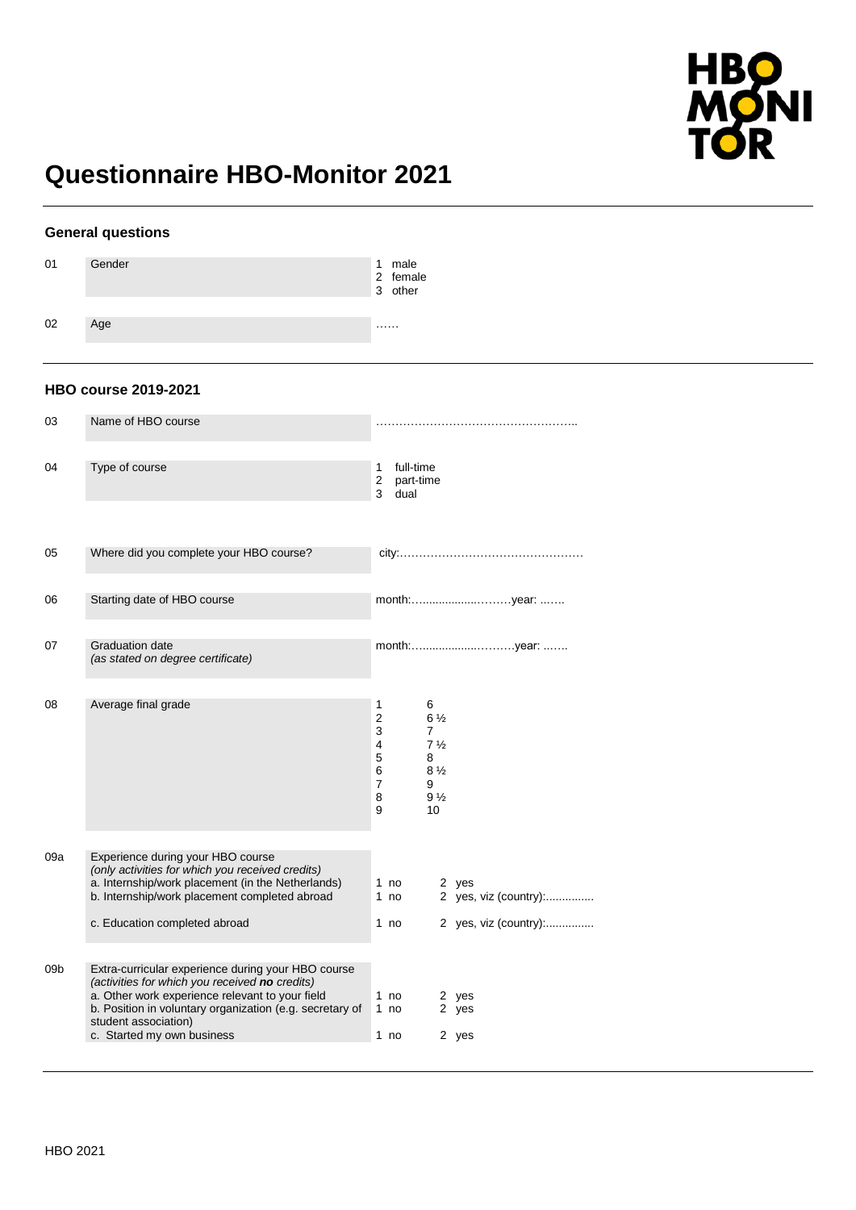HBO MONITOR

# Questionnaire HBO-Monitor 2021

## General questions

| | | |
|---|---|---|
| 01 | Gender | 1 male<br>2 female<br>3 other |
| 02 | Age | …… |

## HBO course 2019-2021

| | | |
|---|---|---|
| 03 | Name of HBO course | …………………………………………….. |
| 04 | Type of course | 1 full-time<br>2 part-time<br>3 dual |
| 05 | Where did you complete your HBO course? | city:………………………………………… |
| 06 | Starting date of HBO course | month:…...................………year: ……. |
| 07 | Graduation date<br>*(as stated on degree certificate)* | month:…...................………year: ……. |
| 08 | Average final grade | 1 6<br>2 6 ½<br>3 7<br>4 7 ½<br>5 8<br>6 8 ½<br>7 9<br>8 9 ½<br>9 10 |

| | | | |
|---|---|---|---|
| 09a | Experience during your HBO course<br>*(only activities for which you received credits)* | | |
| | a. Internship/work placement (in the Netherlands) | 1 no | 2 yes |
| | b. Internship/work placement completed abroad | 1 no | 2 yes, viz (country):............... |
| | c. Education completed abroad | 1 no | 2 yes, viz (country):............... |
| 09b | Extra-curricular experience during your HBO course<br>*(activities for which you received* ***no*** *credits)* | | |
| | a. Other work experience relevant to your field | 1 no | 2 yes |
| | b. Position in voluntary organization (e.g. secretary of student association) | 1 no | 2 yes |
| | c. Started my own business | 1 no | 2 yes |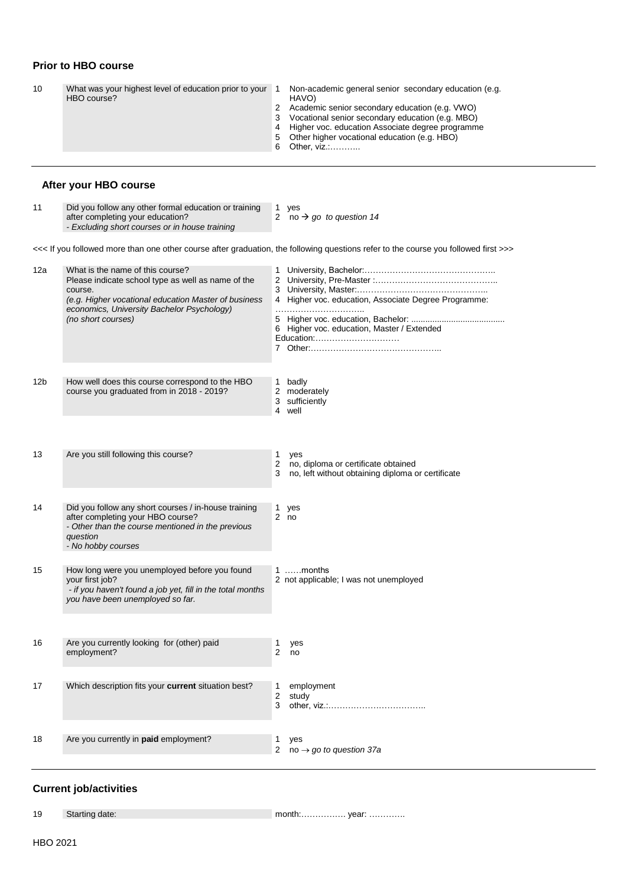## Prior to HBO course

| | | |
|---|---|---|
| 10 | What was your highest level of education prior to your HBO course? | 1 Non-academic general senior secondary education (e.g. HAVO)<br>2 Academic senior secondary education (e.g. VWO)<br>3 Vocational senior secondary education (e.g. MBO)<br>4 Higher voc. education Associate degree programme<br>5 Other higher vocational education (e.g. HBO)<br>6 Other, viz.:……….. |

## After your HBO course

| | | |
|---|---|---|
| 11 | Did you follow any other formal education or training after completing your education?<br>*- Excluding short courses or in house training* | 1 yes<br>2 no → *go to question 14* |

<<< If you followed more than one other course after graduation, the following questions refer to the course you followed first >>>

| | | |
|---|---|---|
| 12a | What is the name of this course?<br>Please indicate school type as well as name of the course.<br>*(e.g. Higher vocational education Master of business economics, University Bachelor Psychology)*<br>*(no short courses)* | 1 University, Bachelor:………………………………………..<br>2 University, Pre-Master :……………………………………..<br>3 University, Master:………………………………………..<br>4 Higher voc. education, Associate Degree Programme: …………………………..<br>5 Higher voc. education, Bachelor: ........................................<br>6 Higher voc. education, Master / Extended Education:…………………………<br>7 Other:……………………………………….. |
| 12b | How well does this course correspond to the HBO course you graduated from in 2018 - 2019? | 1 badly<br>2 moderately<br>3 sufficiently<br>4 well |
| 13 | Are you still following this course? | 1 yes<br>2 no, diploma or certificate obtained<br>3 no, left without obtaining diploma or certificate |
| 14 | Did you follow any short courses / in-house training after completing your HBO course?<br>*- Other than the course mentioned in the previous question*<br>*- No hobby courses* | 1 yes<br>2 no |
| 15 | How long were you unemployed before you found your first job?<br>*- if you haven't found a job yet, fill in the total months you have been unemployed so far.* | 1 ……months<br>2 not applicable; I was not unemployed |
| 16 | Are you currently looking for (other) paid employment? | 1 yes<br>2 no |
| 17 | Which description fits your **current** situation best? | 1 employment<br>2 study<br>3 other, viz.:…………………………….. |
| 18 | Are you currently in **paid** employment? | 1 yes<br>2 no → *go to question 37a* |

## Current job/activities

| | | |
|---|---|---|
| 19 | Starting date: | month:……………. year: ………… |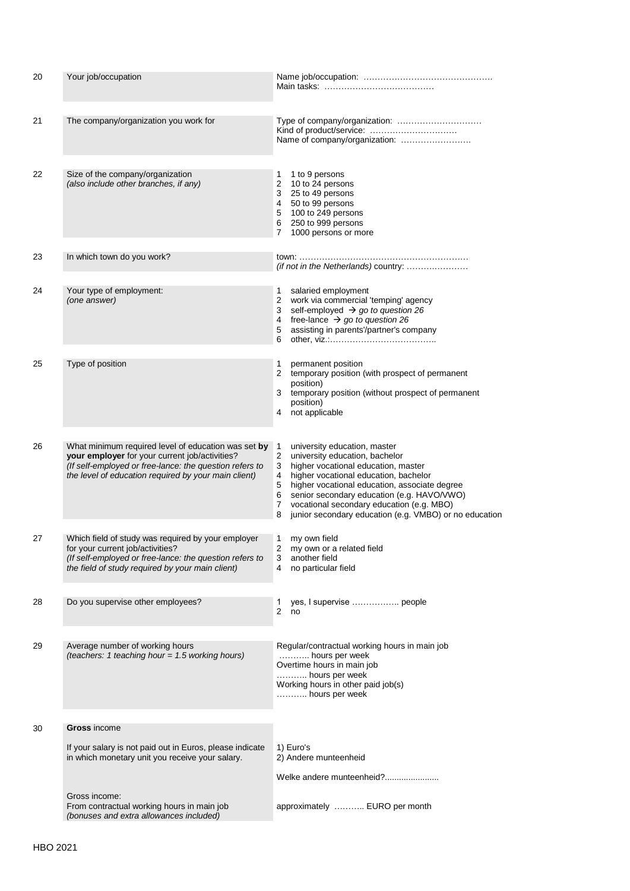| | | |
|---|---|---|
| 20 | Your job/occupation | Name job/occupation: ………………………………………<br>Main tasks: ………………………………… |
| 21 | The company/organization you work for | Type of company/organization: …………………………<br>Kind of product/service: ……………………………<br>Name of company/organization: ……………………. |
| 22 | Size of the company/organization<br>*(also include other branches, if any)* | 1 1 to 9 persons<br>2 10 to 24 persons<br>3 25 to 49 persons<br>4 50 to 99 persons<br>5 100 to 249 persons<br>6 250 to 999 persons<br>7 1000 persons or more |
| 23 | In which town do you work? | town: …………………………………………………<br>*(if not in the Netherlands)* country: …………………. |
| 24 | Your type of employment:<br>*(one answer)* | 1 salaried employment<br>2 work via commercial 'temping' agency<br>3 self-employed → *go to question 26*<br>4 free-lance → *go to question 26*<br>5 assisting in parents'/partner's company<br>6 other, viz.:……………………………….. |
| 25 | Type of position | 1 permanent position<br>2 temporary position (with prospect of permanent position)<br>3 temporary position (without prospect of permanent position)<br>4 not applicable |
| 26 | What minimum required level of education was set **by your employer** for your current job/activities?<br>*(If self-employed or free-lance: the question refers to the level of education required by your main client)* | 1 university education, master<br>2 university education, bachelor<br>3 higher vocational education, master<br>4 higher vocational education, bachelor<br>5 higher vocational education, associate degree<br>6 senior secondary education (e.g. HAVO/VWO)<br>7 vocational secondary education (e.g. MBO)<br>8 junior secondary education (e.g. VMBO) or no education |
| 27 | Which field of study was required by your employer for your current job/activities?<br>*(If self-employed or free-lance: the question refers to the field of study required by your main client)* | 1 my own field<br>2 my own or a related field<br>3 another field<br>4 no particular field |
| 28 | Do you supervise other employees? | 1 yes, I supervise …………….. people<br>2 no |
| 29 | Average number of working hours<br>*(teachers: 1 teaching hour = 1.5 working hours)* | Regular/contractual working hours in main job<br>……….. hours per week<br>Overtime hours in main job<br>……….. hours per week<br>Working hours in other paid job(s)<br>……….. hours per week |
| 30 | **Gross** income<br><br>If your salary is not paid out in Euros, please indicate in which monetary unit you receive your salary.<br><br>Gross income:<br>From contractual working hours in main job<br>*(bonuses and extra allowances included)* | 1) Euro's<br>2) Andere munteenheid<br><br>Welke andere munteenheid?.......................<br><br>approximately ……….. EURO per month |

HBO 2021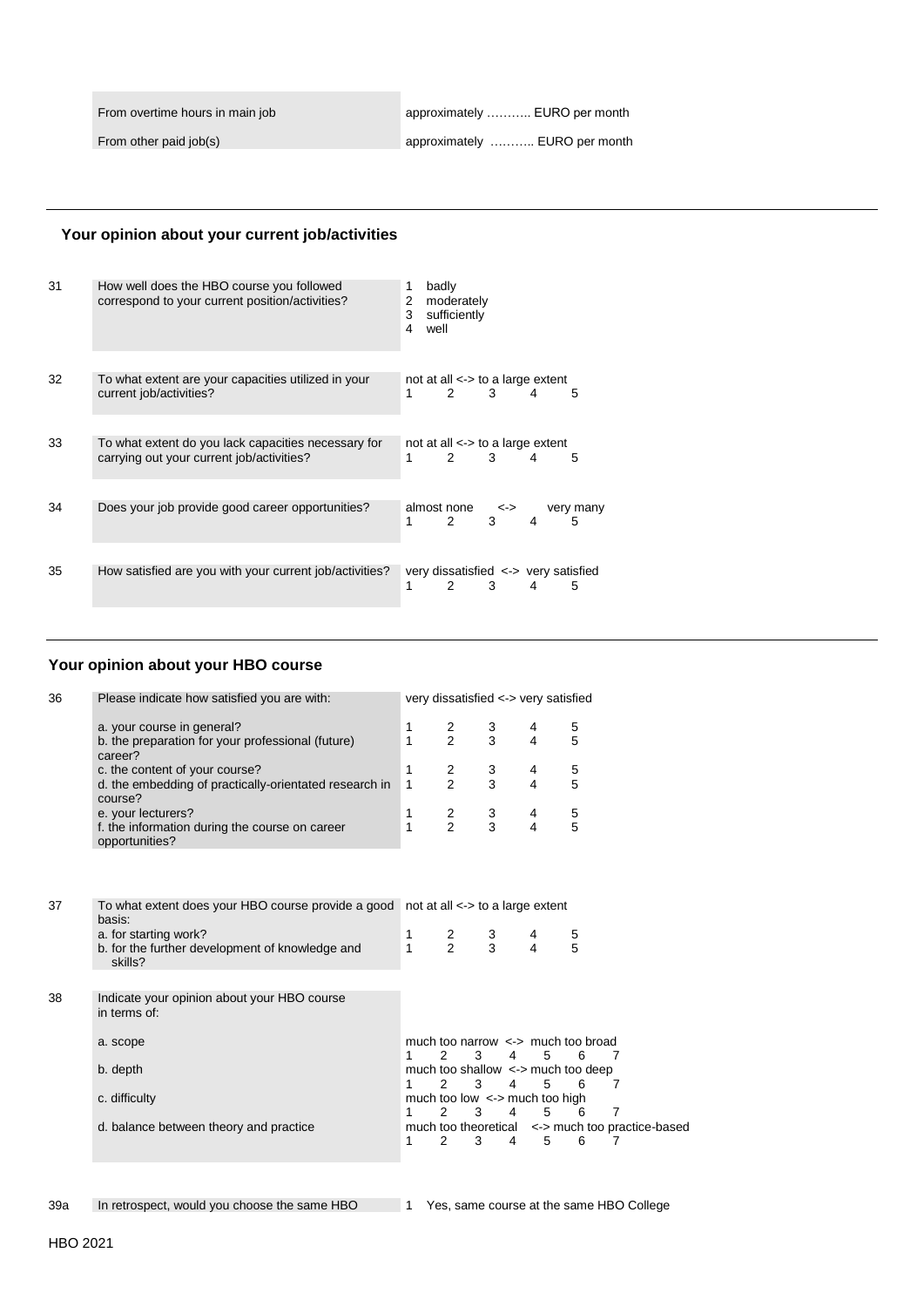| | |
|---|---|
| From overtime hours in main job | approximately ……….. EURO per month |
| From other paid job(s) | approximately ……….. EURO per month |

---

## Your opinion about your current job/activities

| | | |
|---|---|---|
| 31 | How well does the HBO course you followed correspond to your current position/activities? | 1 badly<br>2 moderately<br>3 sufficiently<br>4 well |
| 32 | To what extent are your capacities utilized in your current job/activities? | not at all <-> to a large extent<br>1 2 3 4 5 |
| 33 | To what extent do you lack capacities necessary for carrying out your current job/activities? | not at all <-> to a large extent<br>1 2 3 4 5 |
| 34 | Does your job provide good career opportunities? | almost none <-> very many<br>1 2 3 4 5 |
| 35 | How satisfied are you with your current job/activities? | very dissatisfied <-> very satisfied<br>1 2 3 4 5 |

---

## Your opinion about your HBO course

**36** Please indicate how satisfied you are with: (very dissatisfied <-> very satisfied)

| | | | | | |
|---|---|---|---|---|---|
| a. your course in general? | 1 | 2 | 3 | 4 | 5 |
| b. the preparation for your professional (future) career? | 1 | 2 | 3 | 4 | 5 |
| c. the content of your course? | 1 | 2 | 3 | 4 | 5 |
| d. the embedding of practically-orientated research in course? | 1 | 2 | 3 | 4 | 5 |
| e. your lecturers? | 1 | 2 | 3 | 4 | 5 |
| f. the information during the course on career opportunities? | 1 | 2 | 3 | 4 | 5 |

**37** To what extent does your HBO course provide a good basis: (not at all <-> to a large extent)

| | | | | | |
|---|---|---|---|---|---|
| a. for starting work? | 1 | 2 | 3 | 4 | 5 |
| b. for the further development of knowledge and skills? | 1 | 2 | 3 | 4 | 5 |

**38** Indicate your opinion about your HBO course in terms of:

| | |
|---|---|
| a. scope | much too narrow <-> much too broad<br>1 2 3 4 5 6 7 |
| b. depth | much too shallow <-> much too deep<br>1 2 3 4 5 6 7 |
| c. difficulty | much too low <-> much too high<br>1 2 3 4 5 6 7 |
| d. balance between theory and practice | much too theoretical <-> much too practice-based<br>1 2 3 4 5 6 7 |

**39a** In retrospect, would you choose the same HBO

1 Yes, same course at the same HBO College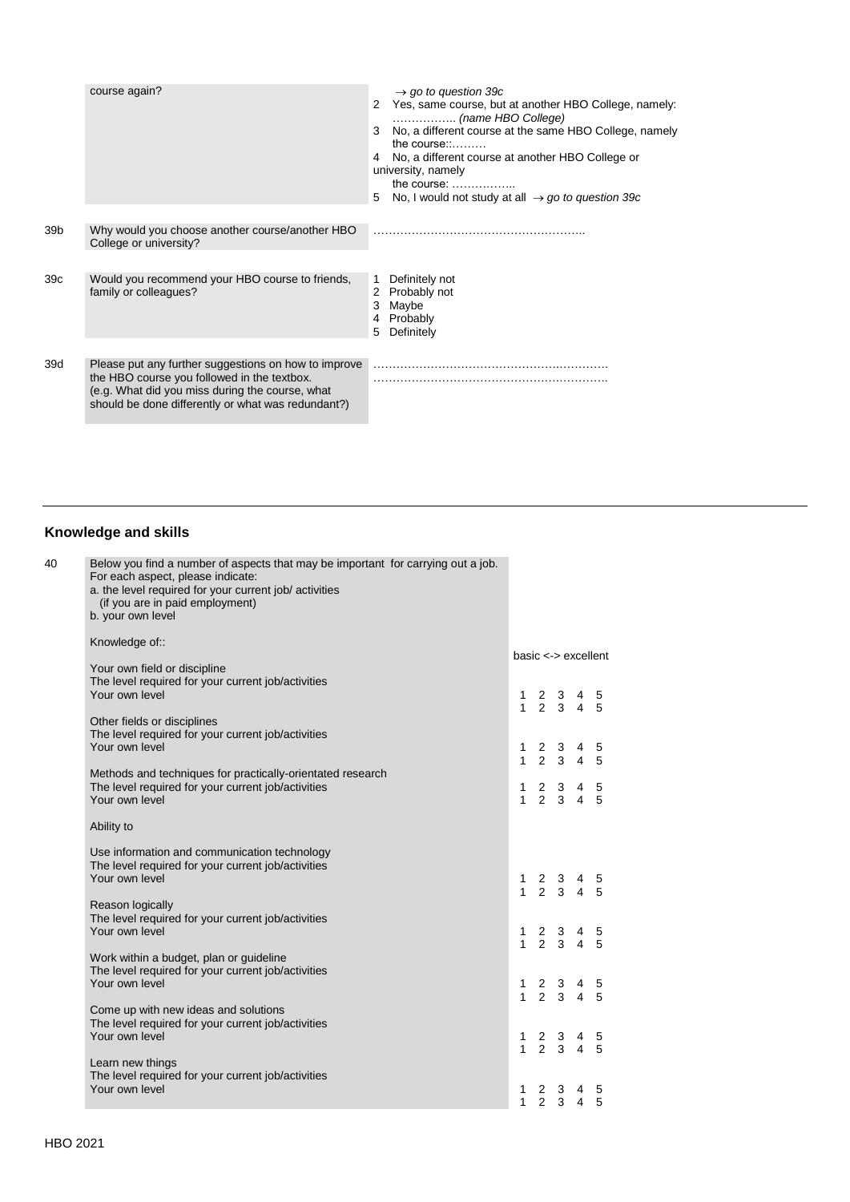| | | |
|---|---|---|
| | course again? | → *go to question 39c*<br>2 Yes, same course, but at another HBO College, namely: …………….. *(name HBO College)*<br>3 No, a different course at the same HBO College, namely the course::………<br>4 No, a different course at another HBO College or university, namely the course: ……………..<br>5 No, I would not study at all → *go to question 39c* |
| 39b | Why would you choose another course/another HBO College or university? | ……………………………………………….. |
| 39c | Would you recommend your HBO course to friends, family or colleagues? | 1 Definitely not<br>2 Probably not<br>3 Maybe<br>4 Probably<br>5 Definitely |
| 39d | Please put any further suggestions on how to improve the HBO course you followed in the textbox. (e.g. What did you miss during the course, what should be done differently or what was redundant?) | …………………………………………….………….<br>…………………………………………….…………. |

---

## Knowledge and skills

40 Below you find a number of aspects that may be important for carrying out a job. For each aspect, please indicate:
a. the level required for your current job/ activities
(if you are in paid employment)
b. your own level

| | basic <-> excellent |
|---|---|
| **Knowledge of::** | |
| *Your own field or discipline* | |
| The level required for your current job/activities | 1 2 3 4 5 |
| Your own level | 1 2 3 4 5 |
| *Other fields or disciplines* | |
| The level required for your current job/activities | 1 2 3 4 5 |
| Your own level | 1 2 3 4 5 |
| *Methods and techniques for practically-orientated research* | |
| The level required for your current job/activities | 1 2 3 4 5 |
| Your own level | 1 2 3 4 5 |
| **Ability to** | |
| *Use information and communication technology* | |
| The level required for your current job/activities | 1 2 3 4 5 |
| Your own level | 1 2 3 4 5 |
| *Reason logically* | |
| The level required for your current job/activities | 1 2 3 4 5 |
| Your own level | 1 2 3 4 5 |
| *Work within a budget, plan or guideline* | |
| The level required for your current job/activities | 1 2 3 4 5 |
| Your own level | 1 2 3 4 5 |
| *Come up with new ideas and solutions* | |
| The level required for your current job/activities | 1 2 3 4 5 |
| Your own level | 1 2 3 4 5 |
| *Learn new things* | |
| The level required for your current job/activities | 1 2 3 4 5 |
| Your own level | 1 2 3 4 5 |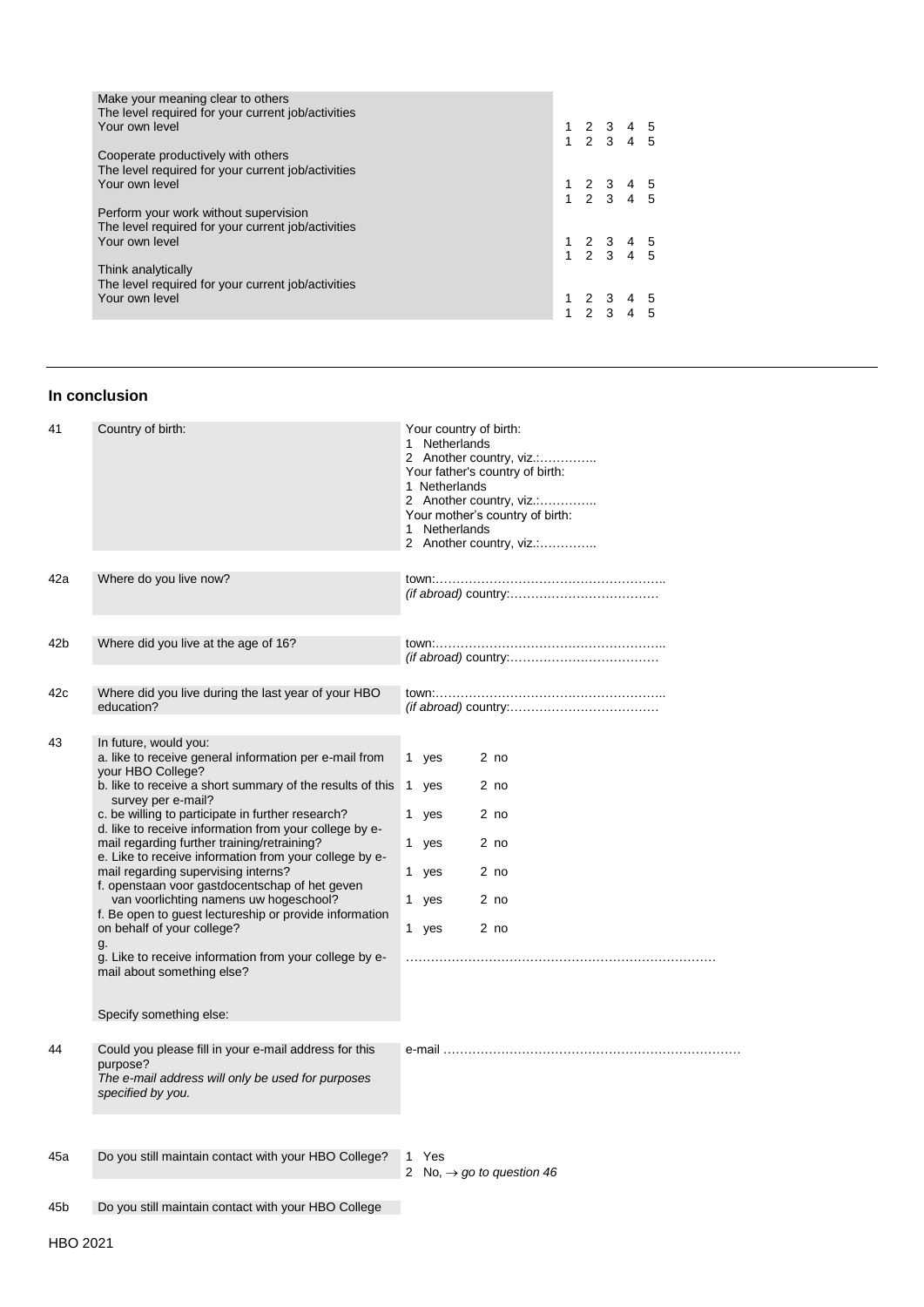| | |
|---|---|
| Make your meaning clear to others | |
| The level required for your current job/activities | 1 2 3 4 5 |
| Your own level | 1 2 3 4 5 |
| Cooperate productively with others | |
| The level required for your current job/activities | 1 2 3 4 5 |
| Your own level | 1 2 3 4 5 |
| Perform your work without supervision | |
| The level required for your current job/activities | 1 2 3 4 5 |
| Your own level | 1 2 3 4 5 |
| Think analytically | |
| The level required for your current job/activities | 1 2 3 4 5 |
| Your own level | 1 2 3 4 5 |

---

## In conclusion

| | | |
|---|---|---|
| 41 | Country of birth: | Your country of birth:<br>1 Netherlands<br>2 Another country, viz.:…………..<br>Your father's country of birth:<br>1 Netherlands<br>2 Another country, viz.:…………..<br>Your mother's country of birth:<br>1 Netherlands<br>2 Another country, viz.:………….. |
| 42a | Where do you live now? | town:……………………………………………….<br>*(if abroad)* country:……………………………… |
| 42b | Where did you live at the age of 16? | town:……………………………………………….<br>*(if abroad)* country:……………………………… |
| 42c | Where did you live during the last year of your HBO education? | town:……………………………………………….<br>*(if abroad)* country:……………………………… |
| 43 | In future, would you: | |
| | a. like to receive general information per e-mail from your HBO College? | 1 yes 2 no |
| | b. like to receive a short summary of the results of this survey per e-mail? | 1 yes 2 no |
| | c. be willing to participate in further research? | 1 yes 2 no |
| | d. like to receive information from your college by e-mail regarding further training/retraining? | 1 yes 2 no |
| | e. Like to receive information from your college by e-mail regarding supervising interns? | 1 yes 2 no |
| | f. openstaan voor gastdocentschap of het geven van voorlichting namens uw hogeschool? | 1 yes 2 no |
| | f. Be open to guest lectureship or provide information on behalf of your college? | 1 yes 2 no |
| | g.<br>g. Like to receive information from your college by e-mail about something else?<br><br>Specify something else: | ………………………………………………………………… |
| 44 | Could you please fill in your e-mail address for this purpose?<br>*The e-mail address will only be used for purposes specified by you.* | e-mail ……………………………………………………………… |
| 45a | Do you still maintain contact with your HBO College? | 1 Yes<br>2 No, → *go to question 46* |
| 45b | Do you still maintain contact with your HBO College | |

HBO 2021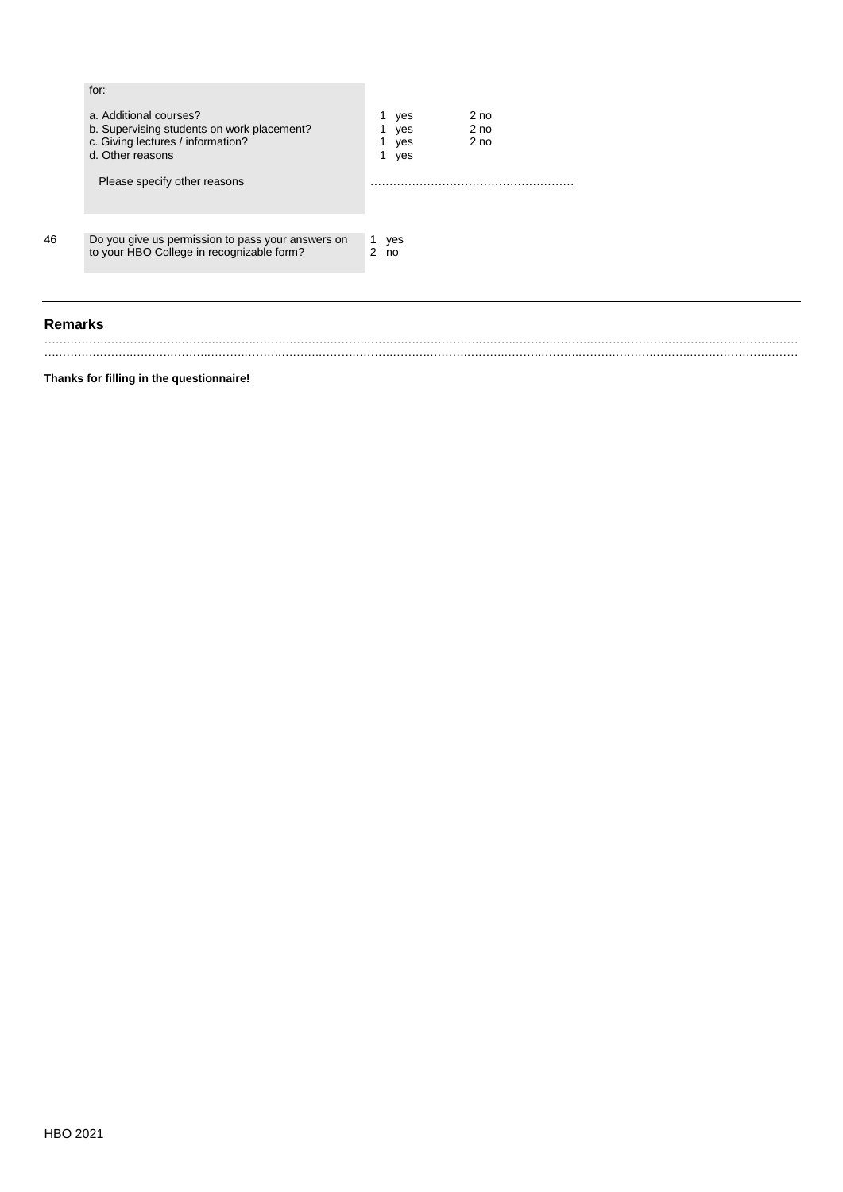for:

| | | |
|---|---|---|
| a. Additional courses? | 1 yes | 2 no |
| b. Supervising students on work placement? | 1 yes | 2 no |
| c. Giving lectures / information? | 1 yes | 2 no |
| d. Other reasons | 1 yes | |
| Please specify other reasons | ……………………………………………… | |

| | | |
|---|---|---|
| 46 | Do you give us permission to pass your answers on to your HBO College in recognizable form? | 1 yes<br>2 no |

## Remarks

…………………………………………………………………………………………………………………………………………………………………………………………………………
…………………………………………………………………………………………………………………………………………………………………………………………………………

**Thanks for filling in the questionnaire!**

HBO 2021